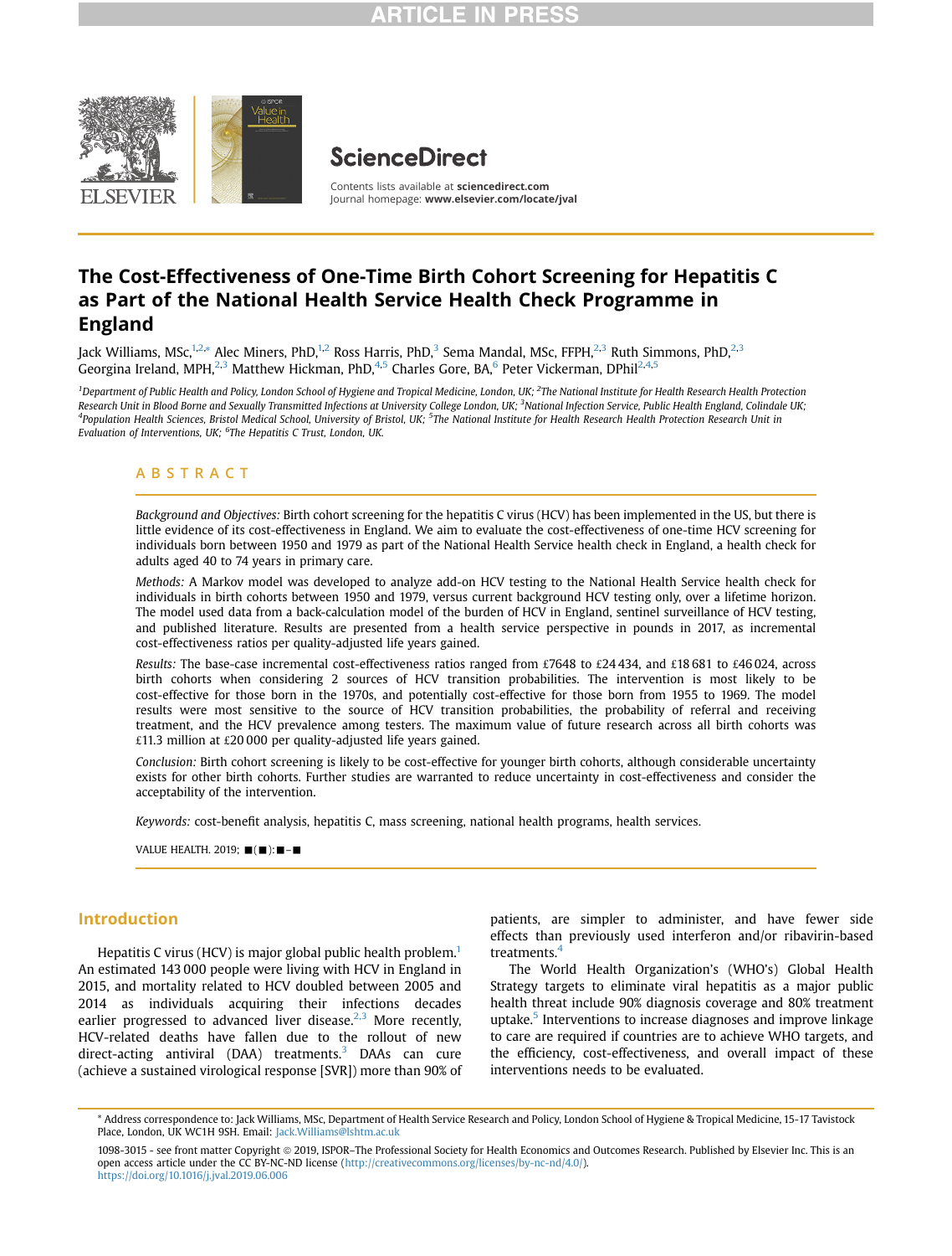ARTICLE IN PRESS

ScienceDirect

Contents lists available at sciencedirect.com
Journal homepage: www.elsevier.com/locate/jval

# The Cost-Effectiveness of One-Time Birth Cohort Screening for Hepatitis C as Part of the National Health Service Health Check Programme in England

Jack Williams, MSc,[1,2,*] Alec Miners, PhD,[1,2] Ross Harris, PhD,[3] Sema Mandal, MSc, FFPH,[2,3] Ruth Simmons, PhD,[2,3] Georgina Ireland, MPH,[2,3] Matthew Hickman, PhD,[4,5] Charles Gore, BA,[6] Peter Vickerman, DPhil[2,4,5]

[1]Department of Public Health and Policy, London School of Hygiene and Tropical Medicine, London, UK; [2]The National Institute for Health Research Health Protection Research Unit in Blood Borne and Sexually Transmitted Infections at University College London, UK; [3]National Infection Service, Public Health England, Colindale UK; [4]Population Health Sciences, Bristol Medical School, University of Bristol, UK; [5]The National Institute for Health Research Health Protection Research Unit in Evaluation of Interventions, UK; [6]The Hepatitis C Trust, London, UK.

## ABSTRACT

*Background and Objectives:* Birth cohort screening for the hepatitis C virus (HCV) has been implemented in the US, but there is little evidence of its cost-effectiveness in England. We aim to evaluate the cost-effectiveness of one-time HCV screening for individuals born between 1950 and 1979 as part of the National Health Service health check in England, a health check for adults aged 40 to 74 years in primary care.

*Methods:* A Markov model was developed to analyze add-on HCV testing to the National Health Service health check for individuals in birth cohorts between 1950 and 1979, versus current background HCV testing only, over a lifetime horizon. The model used data from a back-calculation model of the burden of HCV in England, sentinel surveillance of HCV testing, and published literature. Results are presented from a health service perspective in pounds in 2017, as incremental cost-effectiveness ratios per quality-adjusted life years gained.

*Results:* The base-case incremental cost-effectiveness ratios ranged from £7648 to £24 434, and £18 681 to £46 024, across birth cohorts when considering 2 sources of HCV transition probabilities. The intervention is most likely to be cost-effective for those born in the 1970s, and potentially cost-effective for those born from 1955 to 1969. The model results were most sensitive to the source of HCV transition probabilities, the probability of referral and receiving treatment, and the HCV prevalence among testers. The maximum value of future research across all birth cohorts was £11.3 million at £20 000 per quality-adjusted life years gained.

*Conclusion:* Birth cohort screening is likely to be cost-effective for younger birth cohorts, although considerable uncertainty exists for other birth cohorts. Further studies are warranted to reduce uncertainty in cost-effectiveness and consider the acceptability of the intervention.

*Keywords:* cost-benefit analysis, hepatitis C, mass screening, national health programs, health services.

VALUE HEALTH. 2019; ■(■):■–■

## Introduction

Hepatitis C virus (HCV) is major global public health problem.[1] An estimated 143 000 people were living with HCV in England in 2015, and mortality related to HCV doubled between 2005 and 2014 as individuals acquiring their infections decades earlier progressed to advanced liver disease.[2,3] More recently, HCV-related deaths have fallen due to the rollout of new direct-acting antiviral (DAA) treatments.[3] DAAs can cure (achieve a sustained virological response [SVR]) more than 90% of patients, are simpler to administer, and have fewer side effects than previously used interferon and/or ribavirin-based treatments.[4]

The World Health Organization's (WHO's) Global Health Strategy targets to eliminate viral hepatitis as a major public health threat include 90% diagnosis coverage and 80% treatment uptake.[5] Interventions to increase diagnoses and improve linkage to care are required if countries are to achieve WHO targets, and the efficiency, cost-effectiveness, and overall impact of these interventions needs to be evaluated.

* Address correspondence to: Jack Williams, MSc, Department of Health Service Research and Policy, London School of Hygiene & Tropical Medicine, 15-17 Tavistock Place, London, UK WC1H 9SH. Email: Jack.Williams@lshtm.ac.uk

1098-3015 - see front matter Copyright © 2019, ISPOR–The Professional Society for Health Economics and Outcomes Research. Published by Elsevier Inc. This is an open access article under the CC BY-NC-ND license (http://creativecommons.org/licenses/by-nc-nd/4.0/).
https://doi.org/10.1016/j.jval.2019.06.006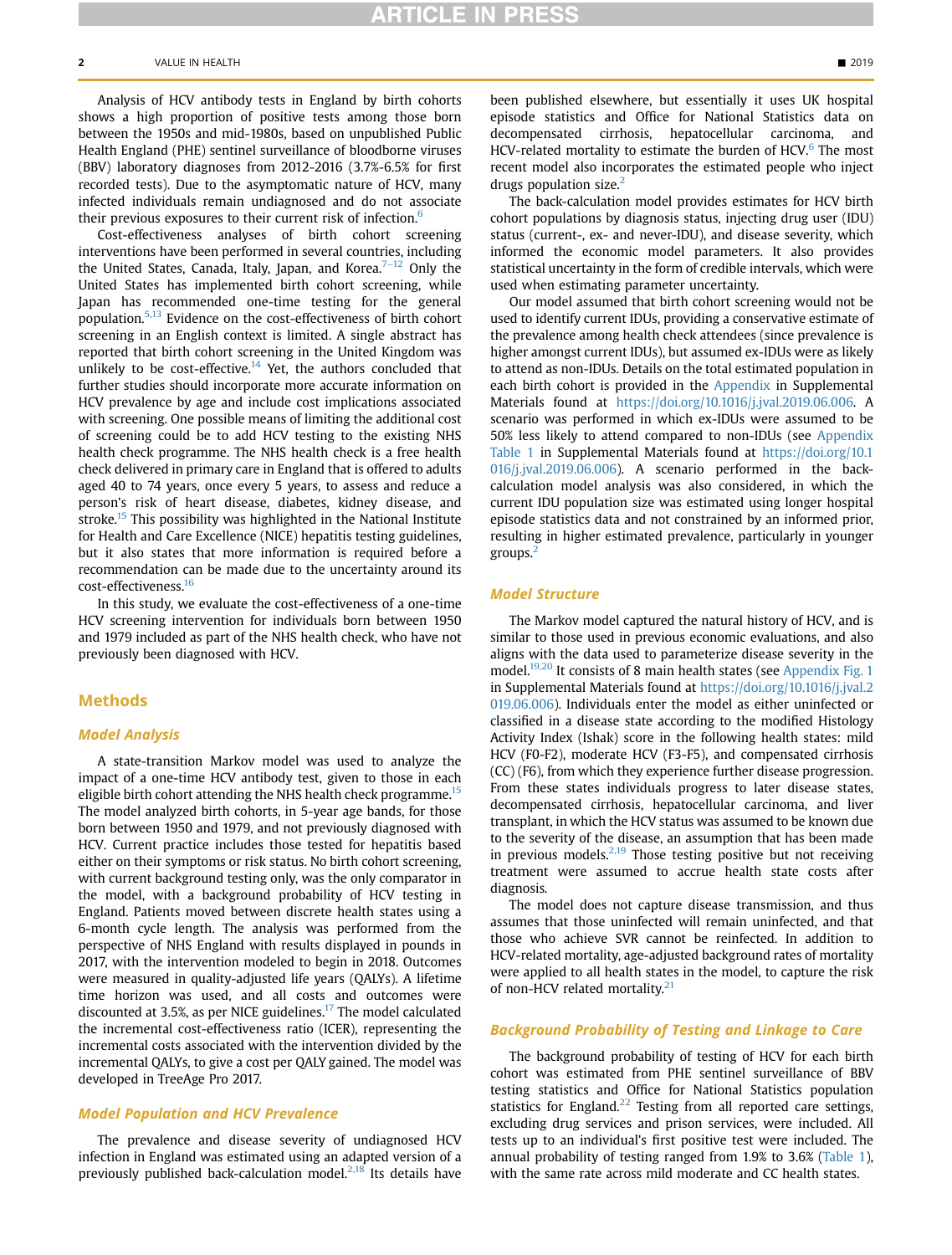Analysis of HCV antibody tests in England by birth cohorts shows a high proportion of positive tests among those born between the 1950s and mid-1980s, based on unpublished Public Health England (PHE) sentinel surveillance of bloodborne viruses (BBV) laboratory diagnoses from 2012-2016 (3.7%-6.5% for first recorded tests). Due to the asymptomatic nature of HCV, many infected individuals remain undiagnosed and do not associate their previous exposures to their current risk of infection.[6]

Cost-effectiveness analyses of birth cohort screening interventions have been performed in several countries, including the United States, Canada, Italy, Japan, and Korea.[7–12] Only the United States has implemented birth cohort screening, while Japan has recommended one-time testing for the general population.[5,13] Evidence on the cost-effectiveness of birth cohort screening in an English context is limited. A single abstract has reported that birth cohort screening in the United Kingdom was unlikely to be cost-effective.[14] Yet, the authors concluded that further studies should incorporate more accurate information on HCV prevalence by age and include cost implications associated with screening. One possible means of limiting the additional cost of screening could be to add HCV testing to the existing NHS health check programme. The NHS health check is a free health check delivered in primary care in England that is offered to adults aged 40 to 74 years, once every 5 years, to assess and reduce a person's risk of heart disease, diabetes, kidney disease, and stroke.[15] This possibility was highlighted in the National Institute for Health and Care Excellence (NICE) hepatitis testing guidelines, but it also states that more information is required before a recommendation can be made due to the uncertainty around its cost-effectiveness.[16]

In this study, we evaluate the cost-effectiveness of a one-time HCV screening intervention for individuals born between 1950 and 1979 included as part of the NHS health check, who have not previously been diagnosed with HCV.

## Methods

### Model Analysis

A state-transition Markov model was used to analyze the impact of a one-time HCV antibody test, given to those in each eligible birth cohort attending the NHS health check programme.[15] The model analyzed birth cohorts, in 5-year age bands, for those born between 1950 and 1979, and not previously diagnosed with HCV. Current practice includes those tested for hepatitis based either on their symptoms or risk status. No birth cohort screening, with current background testing only, was the only comparator in the model, with a background probability of HCV testing in England. Patients moved between discrete health states using a 6-month cycle length. The analysis was performed from the perspective of NHS England with results displayed in pounds in 2017, with the intervention modeled to begin in 2018. Outcomes were measured in quality-adjusted life years (QALYs). A lifetime time horizon was used, and all costs and outcomes were discounted at 3.5%, as per NICE guidelines.[17] The model calculated the incremental cost-effectiveness ratio (ICER), representing the incremental costs associated with the intervention divided by the incremental QALYs, to give a cost per QALY gained. The model was developed in TreeAge Pro 2017.

### Model Population and HCV Prevalence

The prevalence and disease severity of undiagnosed HCV infection in England was estimated using an adapted version of a previously published back-calculation model.[2,18] Its details have been published elsewhere, but essentially it uses UK hospital episode statistics and Office for National Statistics data on decompensated cirrhosis, hepatocellular carcinoma, and HCV-related mortality to estimate the burden of HCV.[6] The most recent model also incorporates the estimated people who inject drugs population size.[2]

The back-calculation model provides estimates for HCV birth cohort populations by diagnosis status, injecting drug user (IDU) status (current-, ex- and never-IDU), and disease severity, which informed the economic model parameters. It also provides statistical uncertainty in the form of credible intervals, which were used when estimating parameter uncertainty.

Our model assumed that birth cohort screening would not be used to identify current IDUs, providing a conservative estimate of the prevalence among health check attendees (since prevalence is higher amongst current IDUs), but assumed ex-IDUs were as likely to attend as non-IDUs. Details on the total estimated population in each birth cohort is provided in the Appendix in Supplemental Materials found at https://doi.org/10.1016/j.jval.2019.06.006. A scenario was performed in which ex-IDUs were assumed to be 50% less likely to attend compared to non-IDUs (see Appendix Table 1 in Supplemental Materials found at https://doi.org/10.1016/j.jval.2019.06.006). A scenario performed in the back-calculation model analysis was also considered, in which the current IDU population size was estimated using longer hospital episode statistics data and not constrained by an informed prior, resulting in higher estimated prevalence, particularly in younger groups.[2]

### Model Structure

The Markov model captured the natural history of HCV, and is similar to those used in previous economic evaluations, and also aligns with the data used to parameterize disease severity in the model.[19,20] It consists of 8 main health states (see Appendix Fig. 1 in Supplemental Materials found at https://doi.org/10.1016/j.jval.2019.06.006). Individuals enter the model as either uninfected or classified in a disease state according to the modified Histology Activity Index (Ishak) score in the following health states: mild HCV (F0-F2), moderate HCV (F3-F5), and compensated cirrhosis (CC) (F6), from which they experience further disease progression. From these states individuals progress to later disease states, decompensated cirrhosis, hepatocellular carcinoma, and liver transplant, in which the HCV status was assumed to be known due to the severity of the disease, an assumption that has been made in previous models.[2,19] Those testing positive but not receiving treatment were assumed to accrue health state costs after diagnosis.

The model does not capture disease transmission, and thus assumes that those uninfected will remain uninfected, and that those who achieve SVR cannot be reinfected. In addition to HCV-related mortality, age-adjusted background rates of mortality were applied to all health states in the model, to capture the risk of non-HCV related mortality.[21]

### Background Probability of Testing and Linkage to Care

The background probability of testing of HCV for each birth cohort was estimated from PHE sentinel surveillance of BBV testing statistics and Office for National Statistics population statistics for England.[22] Testing from all reported care settings, excluding drug services and prison services, were included. All tests up to an individual's first positive test were included. The annual probability of testing ranged from 1.9% to 3.6% (Table 1), with the same rate across mild moderate and CC health states.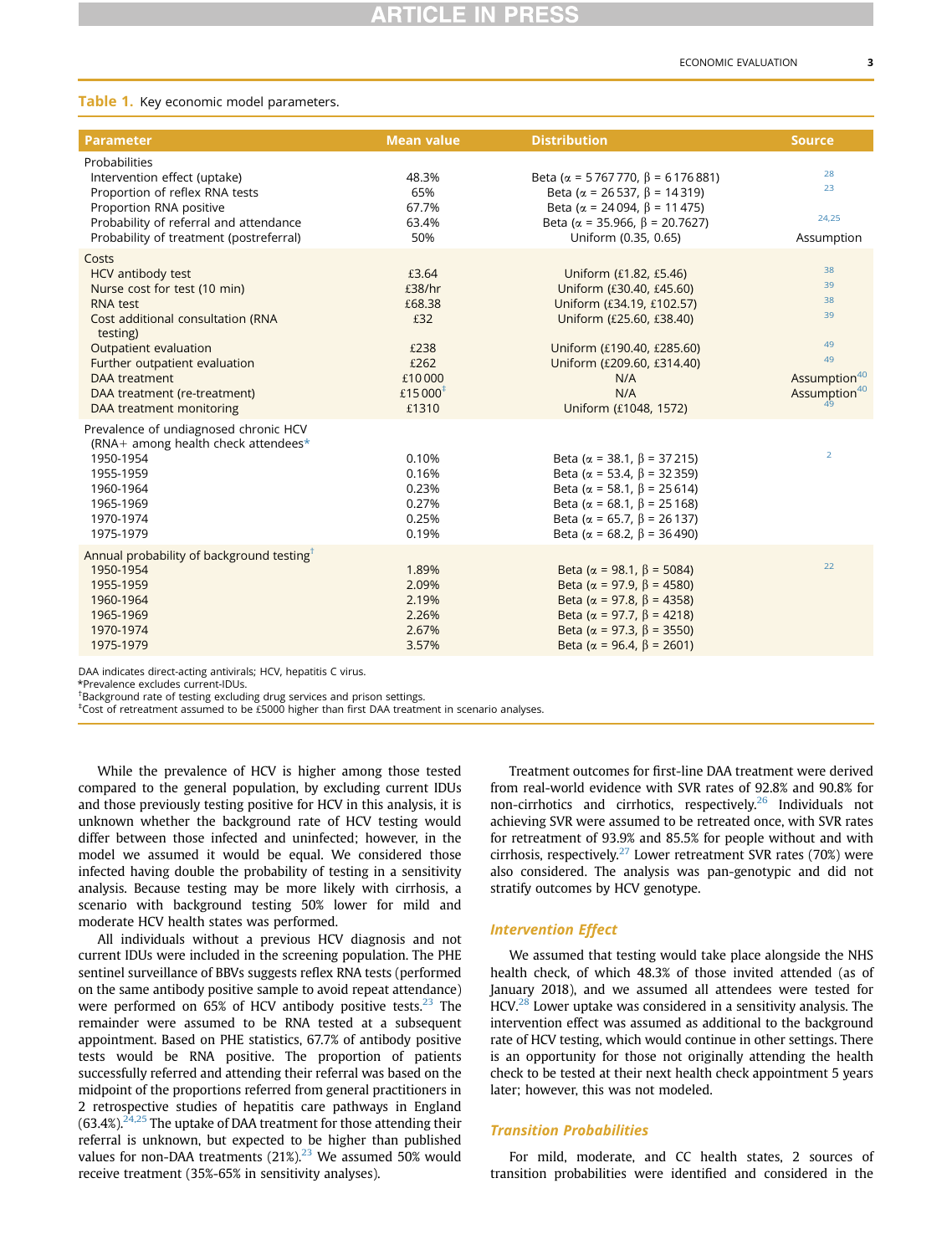**Table 1.** Key economic model parameters.

| Parameter | Mean value | Distribution | Source |
|---|---|---|---|
| Probabilities | | | |
| Intervention effect (uptake) | 48.3% | Beta (α = 5 767 770, β = 6 176 881) | [28] |
| Proportion of reflex RNA tests | 65% | Beta (α = 26 537, β = 14 319) | [23] |
| Proportion RNA positive | 67.7% | Beta (α = 24 094, β = 11 475) | |
| Probability of referral and attendance | 63.4% | Beta (α = 35.966, β = 20.7627) | [24,25] |
| Probability of treatment (postreferral) | 50% | Uniform (0.35, 0.65) | Assumption |
| Costs | | | |
| HCV antibody test | £3.64 | Uniform (£1.82, £5.46) | [38] |
| Nurse cost for test (10 min) | £38/hr | Uniform (£30.40, £45.60) | [39] |
| RNA test | £68.38 | Uniform (£34.19, £102.57) | [38] |
| Cost additional consultation (RNA testing) | £32 | Uniform (£25.60, £38.40) | [39] |
| Outpatient evaluation | £238 | Uniform (£190.40, £285.60) | [49] |
| Further outpatient evaluation | £262 | Uniform (£209.60, £314.40) | [49] |
| DAA treatment | £10 000 | N/A | Assumption[40] |
| DAA treatment (re-treatment) | £15 000[‡] | N/A | Assumption[40] |
| DAA treatment monitoring | £1310 | Uniform (£1048, 1572) | [49] |
| Prevalence of undiagnosed chronic HCV (RNA+ among health check attendees*) | | | |
| 1950-1954 | 0.10% | Beta (α = 38.1, β = 37 215) | [2] |
| 1955-1959 | 0.16% | Beta (α = 53.4, β = 32 359) | |
| 1960-1964 | 0.23% | Beta (α = 58.1, β = 25 614) | |
| 1965-1969 | 0.27% | Beta (α = 68.1, β = 25 168) | |
| 1970-1974 | 0.25% | Beta (α = 65.7, β = 26 137) | |
| 1975-1979 | 0.19% | Beta (α = 68.2, β = 36 490) | |
| Annual probability of background testing[†] | | | |
| 1950-1954 | 1.89% | Beta (α = 98.1, β = 5084) | [22] |
| 1955-1959 | 2.09% | Beta (α = 97.9, β = 4580) | |
| 1960-1964 | 2.19% | Beta (α = 97.8, β = 4358) | |
| 1965-1969 | 2.26% | Beta (α = 97.7, β = 4218) | |
| 1970-1974 | 2.67% | Beta (α = 97.3, β = 3550) | |
| 1975-1979 | 3.57% | Beta (α = 96.4, β = 2601) | |

DAA indicates direct-acting antivirals; HCV, hepatitis C virus.
*Prevalence excludes current-IDUs.
†Background rate of testing excluding drug services and prison settings.
‡Cost of retreatment assumed to be £5000 higher than first DAA treatment in scenario analyses.

While the prevalence of HCV is higher among those tested compared to the general population, by excluding current IDUs and those previously testing positive for HCV in this analysis, it is unknown whether the background rate of HCV testing would differ between those infected and uninfected; however, in the model we assumed it would be equal. We considered those infected having double the probability of testing in a sensitivity analysis. Because testing may be more likely with cirrhosis, a scenario with background testing 50% lower for mild and moderate HCV health states was performed.

All individuals without a previous HCV diagnosis and not current IDUs were included in the screening population. The PHE sentinel surveillance of BBVs suggests reflex RNA tests (performed on the same antibody positive sample to avoid repeat attendance) were performed on 65% of HCV antibody positive tests.[23] The remainder were assumed to be RNA tested at a subsequent appointment. Based on PHE statistics, 67.7% of antibody positive tests would be RNA positive. The proportion of patients successfully referred and attending their referral was based on the midpoint of the proportions referred from general practitioners in 2 retrospective studies of hepatitis care pathways in England (63.4%).[24,25] The uptake of DAA treatment for those attending their referral is unknown, but expected to be higher than published values for non-DAA treatments (21%).[23] We assumed 50% would receive treatment (35%-65% in sensitivity analyses).

Treatment outcomes for first-line DAA treatment were derived from real-world evidence with SVR rates of 92.8% and 90.8% for non-cirrhotics and cirrhotics, respectively.[26] Individuals not achieving SVR were assumed to be retreated once, with SVR rates for retreatment of 93.9% and 85.5% for people without and with cirrhosis, respectively.[27] Lower retreatment SVR rates (70%) were also considered. The analysis was pan-genotypic and did not stratify outcomes by HCV genotype.

### *Intervention Effect*

We assumed that testing would take place alongside the NHS health check, of which 48.3% of those invited attended (as of January 2018), and we assumed all attendees were tested for HCV.[28] Lower uptake was considered in a sensitivity analysis. The intervention effect was assumed as additional to the background rate of HCV testing, which would continue in other settings. There is an opportunity for those not originally attending the health check to be tested at their next health check appointment 5 years later; however, this was not modeled.

### *Transition Probabilities*

For mild, moderate, and CC health states, 2 sources of transition probabilities were identified and considered in the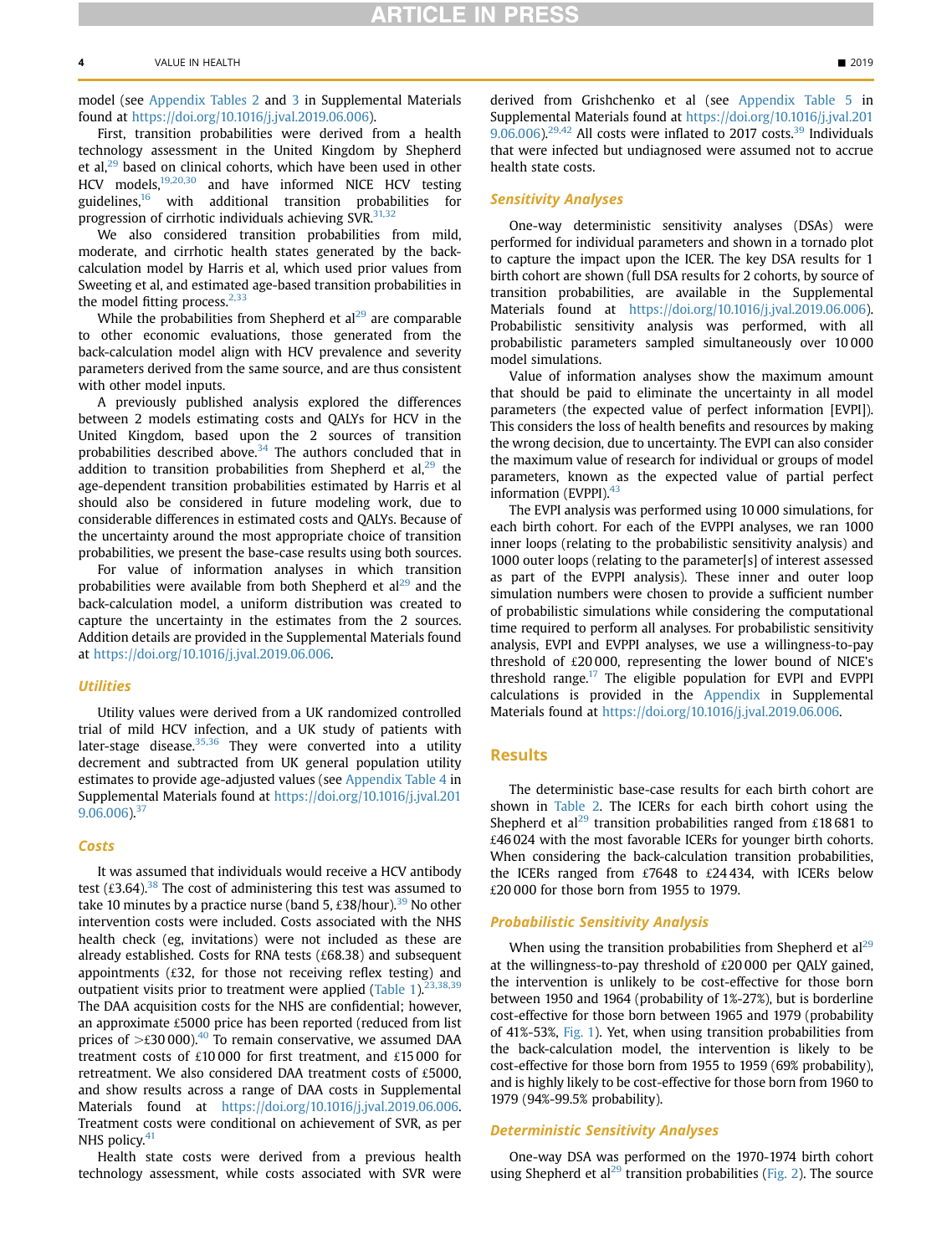model (see Appendix Tables 2 and 3 in Supplemental Materials found at https://doi.org/10.1016/j.jval.2019.06.006).

First, transition probabilities were derived from a health technology assessment in the United Kingdom by Shepherd et al,[29] based on clinical cohorts, which have been used in other HCV models,[19,20,30] and have informed NICE HCV testing guidelines,[16] with additional transition probabilities for progression of cirrhotic individuals achieving SVR.[31,32]

We also considered transition probabilities from mild, moderate, and cirrhotic health states generated by the back-calculation model by Harris et al, which used prior values from Sweeting et al, and estimated age-based transition probabilities in the model fitting process.[2,33]

While the probabilities from Shepherd et al[29] are comparable to other economic evaluations, those generated from the back-calculation model align with HCV prevalence and severity parameters derived from the same source, and are thus consistent with other model inputs.

A previously published analysis explored the differences between 2 models estimating costs and QALYs for HCV in the United Kingdom, based upon the 2 sources of transition probabilities described above.[34] The authors concluded that in addition to transition probabilities from Shepherd et al,[29] the age-dependent transition probabilities estimated by Harris et al should also be considered in future modeling work, due to considerable differences in estimated costs and QALYs. Because of the uncertainty around the most appropriate choice of transition probabilities, we present the base-case results using both sources.

For value of information analyses in which transition probabilities were available from both Shepherd et al[29] and the back-calculation model, a uniform distribution was created to capture the uncertainty in the estimates from the 2 sources. Addition details are provided in the Supplemental Materials found at https://doi.org/10.1016/j.jval.2019.06.006.

### Utilities

Utility values were derived from a UK randomized controlled trial of mild HCV infection, and a UK study of patients with later-stage disease.[35,36] They were converted into a utility decrement and subtracted from UK general population utility estimates to provide age-adjusted values (see Appendix Table 4 in Supplemental Materials found at https://doi.org/10.1016/j.jval.2019.06.006).[37]

### Costs

It was assumed that individuals would receive a HCV antibody test (£3.64).[38] The cost of administering this test was assumed to take 10 minutes by a practice nurse (band 5, £38/hour).[39] No other intervention costs were included. Costs associated with the NHS health check (eg, invitations) were not included as these are already established. Costs for RNA tests (£68.38) and subsequent appointments (£32, for those not receiving reflex testing) and outpatient visits prior to treatment were applied (Table 1).[23,38,39] The DAA acquisition costs for the NHS are confidential; however, an approximate £5000 price has been reported (reduced from list prices of >£30 000).[40] To remain conservative, we assumed DAA treatment costs of £10 000 for first treatment, and £15 000 for retreatment. We also considered DAA treatment costs of £5000, and show results across a range of DAA costs in Supplemental Materials found at https://doi.org/10.1016/j.jval.2019.06.006. Treatment costs were conditional on achievement of SVR, as per NHS policy.[41]

Health state costs were derived from a previous health technology assessment, while costs associated with SVR were derived from Grishchenko et al (see Appendix Table 5 in Supplemental Materials found at https://doi.org/10.1016/j.jval.2019.06.006).[29,42] All costs were inflated to 2017 costs.[39] Individuals that were infected but undiagnosed were assumed not to accrue health state costs.

### Sensitivity Analyses

One-way deterministic sensitivity analyses (DSAs) were performed for individual parameters and shown in a tornado plot to capture the impact upon the ICER. The key DSA results for 1 birth cohort are shown (full DSA results for 2 cohorts, by source of transition probabilities, are available in the Supplemental Materials found at https://doi.org/10.1016/j.jval.2019.06.006). Probabilistic sensitivity analysis was performed, with all probabilistic parameters sampled simultaneously over 10 000 model simulations.

Value of information analyses show the maximum amount that should be paid to eliminate the uncertainty in all model parameters (the expected value of perfect information [EVPI]). This considers the loss of health benefits and resources by making the wrong decision, due to uncertainty. The EVPI can also consider the maximum value of research for individual or groups of model parameters, known as the expected value of partial perfect information (EVPPI).[43]

The EVPI analysis was performed using 10 000 simulations, for each birth cohort. For each of the EVPPI analyses, we ran 1000 inner loops (relating to the probabilistic sensitivity analysis) and 1000 outer loops (relating to the parameter[s] of interest assessed as part of the EVPPI analysis). These inner and outer loop simulation numbers were chosen to provide a sufficient number of probabilistic simulations while considering the computational time required to perform all analyses. For probabilistic sensitivity analysis, EVPI and EVPPI analyses, we use a willingness-to-pay threshold of £20 000, representing the lower bound of NICE's threshold range.[17] The eligible population for EVPI and EVPPI calculations is provided in the Appendix in Supplemental Materials found at https://doi.org/10.1016/j.jval.2019.06.006.

## Results

The deterministic base-case results for each birth cohort are shown in Table 2. The ICERs for each birth cohort using the Shepherd et al[29] transition probabilities ranged from £18 681 to £46 024 with the most favorable ICERs for younger birth cohorts. When considering the back-calculation transition probabilities, the ICERs ranged from £7648 to £24 434, with ICERs below £20 000 for those born from 1955 to 1979.

### Probabilistic Sensitivity Analysis

When using the transition probabilities from Shepherd et al[29] at the willingness-to-pay threshold of £20 000 per QALY gained, the intervention is unlikely to be cost-effective for those born between 1950 and 1964 (probability of 1%-27%), but is borderline cost-effective for those born between 1965 and 1979 (probability of 41%-53%, Fig. 1). Yet, when using transition probabilities from the back-calculation model, the intervention is likely to be cost-effective for those born from 1955 to 1959 (69% probability), and is highly likely to be cost-effective for those born from 1960 to 1979 (94%-99.5% probability).

### Deterministic Sensitivity Analyses

One-way DSA was performed on the 1970-1974 birth cohort using Shepherd et al[29] transition probabilities (Fig. 2). The source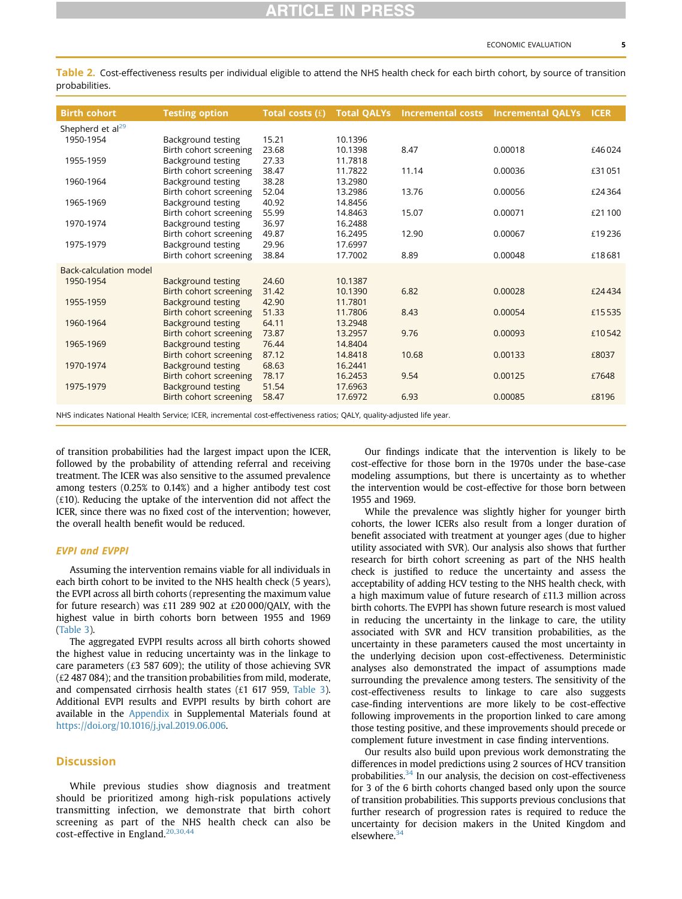Table 2. Cost-effectiveness results per individual eligible to attend the NHS health check for each birth cohort, by source of transition probabilities.

| Birth cohort | Testing option | Total costs (£) | Total QALYs | Incremental costs | Incremental QALYs | ICER |
|---|---|---|---|---|---|---|
| Shepherd et al[29] | | | | | | |
| 1950-1954 | Background testing | 15.21 | 10.1396 | | | |
| | Birth cohort screening | 23.68 | 10.1398 | 8.47 | 0.00018 | £46 024 |
| 1955-1959 | Background testing | 27.33 | 11.7818 | | | |
| | Birth cohort screening | 38.47 | 11.7822 | 11.14 | 0.00036 | £31 051 |
| 1960-1964 | Background testing | 38.28 | 13.2980 | | | |
| | Birth cohort screening | 52.04 | 13.2986 | 13.76 | 0.00056 | £24 364 |
| 1965-1969 | Background testing | 40.92 | 14.8456 | | | |
| | Birth cohort screening | 55.99 | 14.8463 | 15.07 | 0.00071 | £21 100 |
| 1970-1974 | Background testing | 36.97 | 16.2488 | | | |
| | Birth cohort screening | 49.87 | 16.2495 | 12.90 | 0.00067 | £19 236 |
| 1975-1979 | Background testing | 29.96 | 17.6997 | | | |
| | Birth cohort screening | 38.84 | 17.7002 | 8.89 | 0.00048 | £18 681 |
| Back-calculation model | | | | | | |
| 1950-1954 | Background testing | 24.60 | 10.1387 | | | |
| | Birth cohort screening | 31.42 | 10.1390 | 6.82 | 0.00028 | £24 434 |
| 1955-1959 | Background testing | 42.90 | 11.7801 | | | |
| | Birth cohort screening | 51.33 | 11.7806 | 8.43 | 0.00054 | £15 535 |
| 1960-1964 | Background testing | 64.11 | 13.2948 | | | |
| | Birth cohort screening | 73.87 | 13.2957 | 9.76 | 0.00093 | £10 542 |
| 1965-1969 | Background testing | 76.44 | 14.8404 | | | |
| | Birth cohort screening | 87.12 | 14.8418 | 10.68 | 0.00133 | £8037 |
| 1970-1974 | Background testing | 68.63 | 16.2441 | | | |
| | Birth cohort screening | 78.17 | 16.2453 | 9.54 | 0.00125 | £7648 |
| 1975-1979 | Background testing | 51.54 | 17.6963 | | | |
| | Birth cohort screening | 58.47 | 17.6972 | 6.93 | 0.00085 | £8196 |

NHS indicates National Health Service; ICER, incremental cost-effectiveness ratios; QALY, quality-adjusted life year.

of transition probabilities had the largest impact upon the ICER, followed by the probability of attending referral and receiving treatment. The ICER was also sensitive to the assumed prevalence among testers (0.25% to 0.14%) and a higher antibody test cost (£10). Reducing the uptake of the intervention did not affect the ICER, since there was no fixed cost of the intervention; however, the overall health benefit would be reduced.

### EVPI and EVPPI

Assuming the intervention remains viable for all individuals in each birth cohort to be invited to the NHS health check (5 years), the EVPI across all birth cohorts (representing the maximum value for future research) was £11 289 902 at £20 000/QALY, with the highest value in birth cohorts born between 1955 and 1969 (Table 3).

The aggregated EVPPI results across all birth cohorts showed the highest value in reducing uncertainty was in the linkage to care parameters (£3 587 609); the utility of those achieving SVR (£2 487 084); and the transition probabilities from mild, moderate, and compensated cirrhosis health states (£1 617 959, Table 3). Additional EVPI results and EVPPI results by birth cohort are available in the Appendix in Supplemental Materials found at https://doi.org/10.1016/j.jval.2019.06.006.

## Discussion

While previous studies show diagnosis and treatment should be prioritized among high-risk populations actively transmitting infection, we demonstrate that birth cohort screening as part of the NHS health check can also be cost-effective in England.[20,30,44]

Our findings indicate that the intervention is likely to be cost-effective for those born in the 1970s under the base-case modeling assumptions, but there is uncertainty as to whether the intervention would be cost-effective for those born between 1955 and 1969.

While the prevalence was slightly higher for younger birth cohorts, the lower ICERs also result from a longer duration of benefit associated with treatment at younger ages (due to higher utility associated with SVR). Our analysis also shows that further research for birth cohort screening as part of the NHS health check is justified to reduce the uncertainty and assess the acceptability of adding HCV testing to the NHS health check, with a high maximum value of future research of £11.3 million across birth cohorts. The EVPPI has shown future research is most valued in reducing the uncertainty in the linkage to care, the utility associated with SVR and HCV transition probabilities, as the uncertainty in these parameters caused the most uncertainty in the underlying decision upon cost-effectiveness. Deterministic analyses also demonstrated the impact of assumptions made surrounding the prevalence among testers. The sensitivity of the cost-effectiveness results to linkage to care also suggests case-finding interventions are more likely to be cost-effective following improvements in the proportion linked to care among those testing positive, and these improvements should precede or complement future investment in case finding interventions.

Our results also build upon previous work demonstrating the differences in model predictions using 2 sources of HCV transition probabilities.[34] In our analysis, the decision on cost-effectiveness for 3 of the 6 birth cohorts changed based only upon the source of transition probabilities. This supports previous conclusions that further research of progression rates is required to reduce the uncertainty for decision makers in the United Kingdom and elsewhere.[34]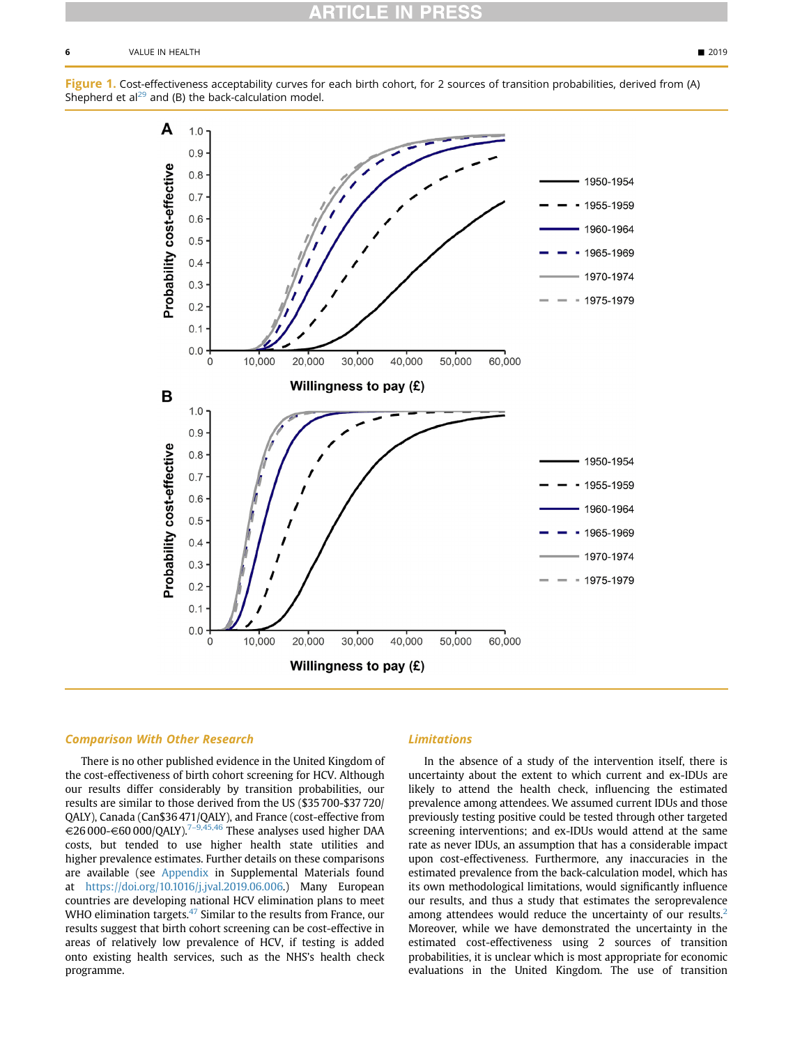**Figure 1.** Cost-effectiveness acceptability curves for each birth cohort, for 2 sources of transition probabilities, derived from (A) Shepherd et al[29] and (B) the back-calculation model.

## Comparison With Other Research

There is no other published evidence in the United Kingdom of the cost-effectiveness of birth cohort screening for HCV. Although our results differ considerably by transition probabilities, our results are similar to those derived from the US ($35 700-$37 720/QALY), Canada (Can$36 471/QALY), and France (cost-effective from €26 000-€60 000/QALY).[7–9,45,46] These analyses used higher DAA costs, but tended to use higher health state utilities and higher prevalence estimates. Further details on these comparisons are available (see Appendix in Supplemental Materials found at https://doi.org/10.1016/j.jval.2019.06.006.) Many European countries are developing national HCV elimination plans to meet WHO elimination targets.[47] Similar to the results from France, our results suggest that birth cohort screening can be cost-effective in areas of relatively low prevalence of HCV, if testing is added onto existing health services, such as the NHS's health check programme.

## Limitations

In the absence of a study of the intervention itself, there is uncertainty about the extent to which current and ex-IDUs are likely to attend the health check, influencing the estimated prevalence among attendees. We assumed current IDUs and those previously testing positive could be tested through other targeted screening interventions; and ex-IDUs would attend at the same rate as never IDUs, an assumption that has a considerable impact upon cost-effectiveness. Furthermore, any inaccuracies in the estimated prevalence from the back-calculation model, which has its own methodological limitations, would significantly influence our results, and thus a study that estimates the seroprevalence among attendees would reduce the uncertainty of our results.[2] Moreover, while we have demonstrated the uncertainty in the estimated cost-effectiveness using 2 sources of transition probabilities, it is unclear which is most appropriate for economic evaluations in the United Kingdom. The use of transition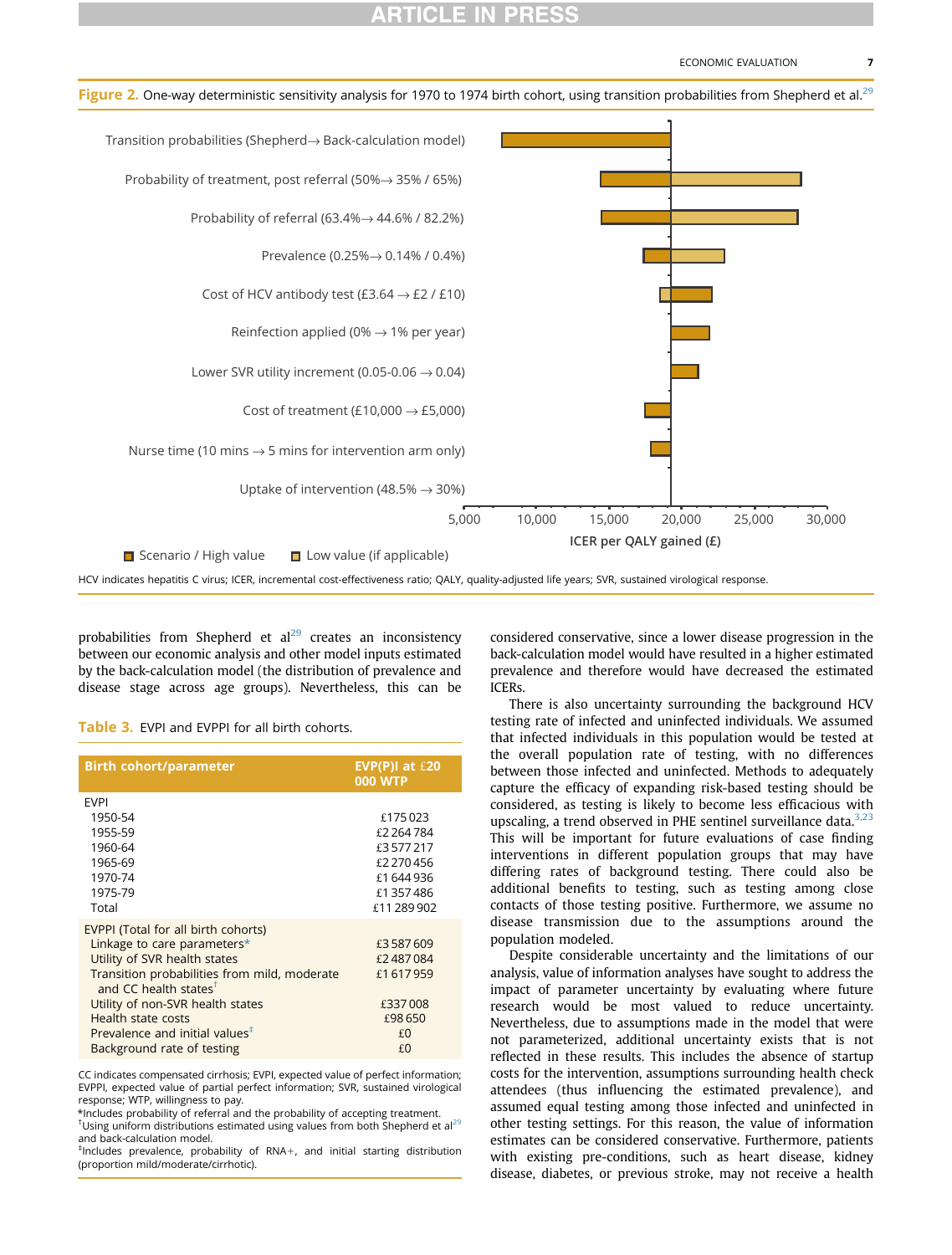**Figure 2.** One-way deterministic sensitivity analysis for 1970 to 1974 birth cohort, using transition probabilities from Shepherd et al.[29]

Transition probabilities (Shepherd→ Back-calculation model)
Probability of treatment, post referral (50%→ 35% / 65%)
Probability of referral (63.4%→ 44.6% / 82.2%)
Prevalence (0.25%→ 0.14% / 0.4%)
Cost of HCV antibody test (£3.64 → £2 / £10)
Reinfection applied (0% → 1% per year)
Lower SVR utility increment (0.05-0.06 → 0.04)
Cost of treatment (£10,000 → £5,000)
Nurse time (10 mins → 5 mins for intervention arm only)
Uptake of intervention (48.5% → 30%)

5,000 10,000 15,000 20,000 25,000 30,000
ICER per QALY gained (£)

Scenario / High value   Low value (if applicable)

HCV indicates hepatitis C virus; ICER, incremental cost-effectiveness ratio; QALY, quality-adjusted life years; SVR, sustained virological response.

probabilities from Shepherd et al[29] creates an inconsistency between our economic analysis and other model inputs estimated by the back-calculation model (the distribution of prevalence and disease stage across age groups). Nevertheless, this can be considered conservative, since a lower disease progression in the back-calculation model would have resulted in a higher estimated prevalence and therefore would have decreased the estimated ICERs.

There is also uncertainty surrounding the background HCV testing rate of infected and uninfected individuals. We assumed that infected individuals in this population would be tested at the overall population rate of testing, with no differences between those infected and uninfected. Methods to adequately capture the efficacy of expanding risk-based testing should be considered, as testing is likely to become less efficacious with upscaling, a trend observed in PHE sentinel surveillance data.[3,23] This will be important for future evaluations of case finding interventions in different population groups that may have differing rates of background testing. There could also be additional benefits to testing, such as testing among close contacts of those testing positive. Furthermore, we assume no disease transmission due to the assumptions around the population modeled.

Despite considerable uncertainty and the limitations of our analysis, value of information analyses have sought to address the impact of parameter uncertainty by evaluating where future research would be most valued to reduce uncertainty. Nevertheless, due to assumptions made in the model that were not parameterized, additional uncertainty exists that is not reflected in these results. This includes the absence of startup costs for the intervention, assumptions surrounding health check attendees (thus influencing the estimated prevalence), and assumed equal testing among those infected and uninfected in other testing settings. For this reason, the value of information estimates can be considered conservative. Furthermore, patients with existing pre-conditions, such as heart disease, kidney disease, diabetes, or previous stroke, may not receive a health

**Table 3.** EVPI and EVPPI for all birth cohorts.

| Birth cohort/parameter | EVP(P)I at £20 000 WTP |
|---|---|
| EVPI | |
| 1950-54 | £175 023 |
| 1955-59 | £2 264 784 |
| 1960-64 | £3 577 217 |
| 1965-69 | £2 270 456 |
| 1970-74 | £1 644 936 |
| 1975-79 | £1 357 486 |
| Total | £11 289 902 |
| EVPPI (Total for all birth cohorts) | |
| Linkage to care parameters* | £3 587 609 |
| Utility of SVR health states | £2 487 084 |
| Transition probabilities from mild, moderate and CC health states† | £1 617 959 |
| Utility of non-SVR health states | £337 008 |
| Health state costs | £98 650 |
| Prevalence and initial values‡ | £0 |
| Background rate of testing | £0 |

CC indicates compensated cirrhosis; EVPI, expected value of perfect information; EVPPI, expected value of partial perfect information; SVR, sustained virological response; WTP, willingness to pay.
*Includes probability of referral and the probability of accepting treatment.
†Using uniform distributions estimated using values from both Shepherd et al[29] and back-calculation model.
‡Includes prevalence, probability of RNA+, and initial starting distribution (proportion mild/moderate/cirrhotic).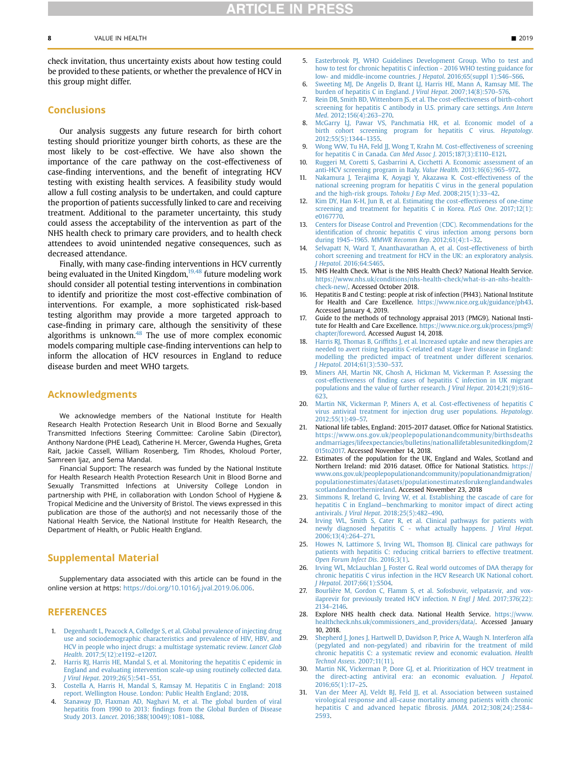check invitation, thus uncertainty exists about how testing could be provided to these patients, or whether the prevalence of HCV in this group might differ.

## Conclusions

Our analysis suggests any future research for birth cohort testing should prioritize younger birth cohorts, as these are the most likely to be cost-effective. We have also shown the importance of the care pathway on the cost-effectiveness of case-finding interventions, and the benefit of integrating HCV testing with existing health services. A feasibility study would allow a full costing analysis to be undertaken, and could capture the proportion of patients successfully linked to care and receiving treatment. Additional to the parameter uncertainty, this study could assess the acceptability of the intervention as part of the NHS health check to primary care providers, and to health check attendees to avoid unintended negative consequences, such as decreased attendance.

Finally, with many case-finding interventions in HCV currently being evaluated in the United Kingdom,[19,48] future modeling work should consider all potential testing interventions in combination to identify and prioritize the most cost-effective combination of interventions. For example, a more sophisticated risk-based testing algorithm may provide a more targeted approach to case-finding in primary care, although the sensitivity of these algorithms is unknown.[48] The use of more complex economic models comparing multiple case-finding interventions can help to inform the allocation of HCV resources in England to reduce disease burden and meet WHO targets.

## Acknowledgments

We acknowledge members of the National Institute for Health Research Health Protection Research Unit in Blood Borne and Sexually Transmitted Infections Steering Committee: Caroline Sabin (Director), Anthony Nardone (PHE Lead), Catherine H. Mercer, Gwenda Hughes, Greta Rait, Jackie Cassell, William Rosenberg, Tim Rhodes, Kholoud Porter, Samreen Ijaz, and Sema Mandal.

Financial Support: The research was funded by the National Institute for Health Research Health Protection Research Unit in Blood Borne and Sexually Transmitted Infections at University College London in partnership with PHE, in collaboration with London School of Hygiene & Tropical Medicine and the University of Bristol. The views expressed in this publication are those of the author(s) and not necessarily those of the National Health Service, the National Institute for Health Research, the Department of Health, or Public Health England.

## Supplemental Material

Supplementary data associated with this article can be found in the online version at https: https://doi.org/10.1016/j.jval.2019.06.006.

## REFERENCES

1. Degenhardt L, Peacock A, Colledge S, et al. Global prevalence of injecting drug use and sociodemographic characteristics and prevalence of HIV, HBV, and HCV in people who inject drugs: a multistage systematic review. *Lancet Glob Health*. 2017;5(12):e1192–e1207.
2. Harris RJ, Harris HE, Mandal S, et al. Monitoring the hepatitis C epidemic in England and evaluating intervention scale-up using routinely collected data. *J Viral Hepat*. 2019;26(5):541–551.
3. Costella A, Harris H, Mandal S, Ramsay M. Hepatitis C in England: 2018 report. Wellington House. London: Public Health England; 2018.
4. Stanaway JD, Flaxman AD, Naghavi M, et al. The global burden of viral hepatitis from 1990 to 2013: findings from the Global Burden of Disease Study 2013. *Lancet*. 2016;388(10049):1081–1088.
5. Easterbrook PJ, WHO Guidelines Development Group. Who to test and how to test for chronic hepatitis C infection - 2016 WHO testing guidance for low- and middle-income countries. *J Hepatol*. 2016;65(suppl 1):S46–S66.
6. Sweeting MJ, De Angelis D, Brant LJ, Harris HE, Mann A, Ramsay ME. The burden of hepatitis C in England. *J Viral Hepat*. 2007;14(8):570–576.
7. Rein DB, Smith BD, Wittenborn JS, et al. The cost-effectiveness of birth-cohort screening for hepatitis C antibody in U.S. primary care settings. *Ann Intern Med*. 2012;156(4):263–270.
8. McGarry LJ, Pawar VS, Panchmatia HR, et al. Economic model of a birth cohort screening program for hepatitis C virus. *Hepatology*. 2012;55(5):1344–1355.
9. Wong WW, Tu HA, Feld JJ, Wong T, Krahn M. Cost-effectiveness of screening for hepatitis C in Canada. *Can Med Assoc J*. 2015;187(3):E110–E121.
10. Ruggeri M, Coretti S, Gasbarrini A, Cicchetti A. Economic assessment of an anti-HCV screening program in Italy. *Value Health*. 2013;16(6):965–972.
11. Nakamura J, Terajima K, Aoyagi Y, Akazawa K. Cost-effectiveness of the national screening program for hepatitis C virus in the general population and the high-risk groups. *Tohoku J Exp Med*. 2008;215(1):33–42.
12. Kim DY, Han K-H, Jun B, et al. Estimating the cost-effectiveness of one-time screening and treatment for hepatitis C in Korea. *PLoS One*. 2017;12(1):e0167770.
13. Centers for Disease Control and Prevention (CDC). Recommendations for the identification of chronic hepatitis C virus infection among persons born during 1945–1965. *MMWR Recomm Rep*. 2012;61(4):1–32.
14. Selvapatt N, Ward T, Ananthavarathan A, et al. Cost-effectiveness of birth cohort screening and treatment for HCV in the UK: an exploratory analysis. *J Hepatol*. 2016;64:S465.
15. NHS Health Check. What is the NHS Health Check? National Health Service. https://www.nhs.uk/conditions/nhs-health-check/what-is-an-nhs-health-check-new/. Accessed October 2018.
16. Hepatitis B and C testing: people at risk of infection (PH43). National Institute for Health and Care Excellence. https://www.nice.org.uk/guidance/ph43. Accessed January 4, 2019.
17. Guide to the methods of technology appraisal 2013 (PMG9). National Institute for Health and Care Excellence. https://www.nice.org.uk/process/pmg9/chapter/foreword. Accessed August 14, 2018.
18. Harris RJ, Thomas B, Griffiths J, et al. Increased uptake and new therapies are needed to avert rising hepatitis C-related end stage liver disease in England: modelling the predicted impact of treatment under different scenarios. *J Hepatol*. 2014;61(3):530–537.
19. Miners AH, Martin NK, Ghosh A, Hickman M, Vickerman P. Assessing the cost-effectiveness of finding cases of hepatitis C infection in UK migrant populations and the value of further research. *J Viral Hepat*. 2014;21(9):616–623.
20. Martin NK, Vickerman P, Miners A, et al. Cost-effectiveness of hepatitis C virus antiviral treatment for injection drug user populations. *Hepatology*. 2012;55(1):49–57.
21. National life tables, England: 2015-2017 dataset. Office for National Statistics. https://www.ons.gov.uk/peoplepopulationandcommunity/birthsdeathsandmarriages/lifeexpectancies/bulletins/nationallifetablesunitedkingdom/2015to2017. Accessed November 14, 2018.
22. Estimates of the population for the UK, England and Wales, Scotland and Northern Ireland: mid 2016 dataset. Office for National Statistics. https://www.ons.gov.uk/peoplepopulationandcommunity/populationandmigration/populationestimates/datasets/populationestimatesforukenglandandwalesscotlandandnorthernireland. Accessed November 23, 2018
23. Simmons R, Ireland G, Irving W, et al. Establishing the cascade of care for hepatitis C in England—benchmarking to monitor impact of direct acting antivirals. *J Viral Hepat*. 2018;25(5):482–490.
24. Irving WL, Smith S, Cater R, et al. Clinical pathways for patients with newly diagnosed hepatitis C - what actually happens. *J Viral Hepat*. 2006;13(4):264–271.
25. Howes N, Lattimore S, Irving WL, Thomson BJ. Clinical care pathways for patients with hepatitis C: reducing critical barriers to effective treatment. *Open Forum Infect Dis*. 2016;3(1).
26. Irving WL, McLauchlan J, Foster G. Real world outcomes of DAA therapy for chronic hepatitis C virus infection in the HCV Research UK National cohort. *J Hepatol*. 2017;66(1):S504.
27. Bourlière M, Gordon C, Flamm S, et al. Sofosbuvir, velpatasvir, and voxilaprevir for previously treated HCV infection. *N Engl J Med*. 2017;376(22):2134–2146.
28. Explore NHS health check data. National Health Service. https://www.healthcheck.nhs.uk/commissioners_and_providers/data/. Accessed January 10, 2018.
29. Shepherd J, Jones J, Hartwell D, Davidson P, Price A, Waugh N. Interferon alfa (pegylated and non-pegylated) and ribavirin for the treatment of mild chronic hepatitis C: a systematic review and economic evaluation. *Health Technol Assess*. 2007;11(11).
30. Martin NK, Vickerman P, Dore GJ, et al. Prioritization of HCV treatment in the direct-acting antiviral era: an economic evaluation. *J Hepatol*. 2016;65(1):17–25.
31. Van der Meer AJ, Veldt BJ, Feld JJ, et al. Association between sustained virological response and all-cause mortality among patients with chronic hepatitis C and advanced hepatic fibrosis. *JAMA*. 2012;308(24):2584–2593.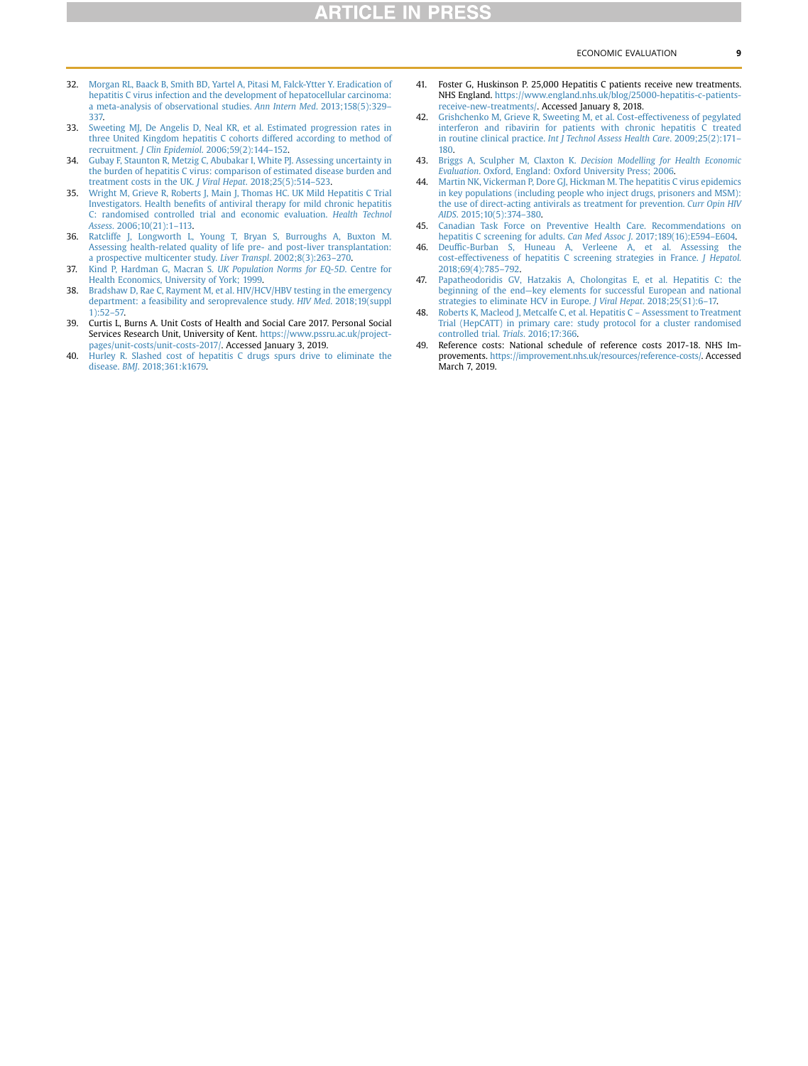32. Morgan RL, Baack B, Smith BD, Yartel A, Pitasi M, Falck-Ytter Y. Eradication of hepatitis C virus infection and the development of hepatocellular carcinoma: a meta-analysis of observational studies. *Ann Intern Med*. 2013;158(5):329–337.
33. Sweeting MJ, De Angelis D, Neal KR, et al. Estimated progression rates in three United Kingdom hepatitis C cohorts differed according to method of recruitment. *J Clin Epidemiol*. 2006;59(2):144–152.
34. Gubay F, Staunton R, Metzig C, Abubakar I, White PJ. Assessing uncertainty in the burden of hepatitis C virus: comparison of estimated disease burden and treatment costs in the UK. *J Viral Hepat*. 2018;25(5):514–523.
35. Wright M, Grieve R, Roberts J, Main J, Thomas HC. UK Mild Hepatitis C Trial Investigators. Health benefits of antiviral therapy for mild chronic hepatitis C: randomised controlled trial and economic evaluation. *Health Technol Assess*. 2006;10(21):1–113.
36. Ratcliffe J, Longworth L, Young T, Bryan S, Burroughs A, Buxton M. Assessing health-related quality of life pre- and post-liver transplantation: a prospective multicenter study. *Liver Transpl*. 2002;8(3):263–270.
37. Kind P, Hardman G, Macran S. *UK Population Norms for EQ-5D*. Centre for Health Economics, University of York; 1999.
38. Bradshaw D, Rae C, Rayment M, et al. HIV/HCV/HBV testing in the emergency department: a feasibility and seroprevalence study. *HIV Med*. 2018;19(suppl 1):52–57.
39. Curtis L, Burns A. Unit Costs of Health and Social Care 2017. Personal Social Services Research Unit, University of Kent. https://www.pssru.ac.uk/project-pages/unit-costs/unit-costs-2017/. Accessed January 3, 2019.
40. Hurley R. Slashed cost of hepatitis C drugs spurs drive to eliminate the disease. *BMJ*. 2018;361:k1679.
41. Foster G, Huskinson P. 25,000 Hepatitis C patients receive new treatments. NHS England. https://www.england.nhs.uk/blog/25000-hepatitis-c-patients-receive-new-treatments/. Accessed January 8, 2018.
42. Grishchenko M, Grieve R, Sweeting M, et al. Cost-effectiveness of pegylated interferon and ribavirin for patients with chronic hepatitis C treated in routine clinical practice. *Int J Technol Assess Health Care*. 2009;25(2):171–180.
43. Briggs A, Sculpher M, Claxton K. *Decision Modelling for Health Economic Evaluation*. Oxford, England: Oxford University Press; 2006.
44. Martin NK, Vickerman P, Dore GJ, Hickman M. The hepatitis C virus epidemics in key populations (including people who inject drugs, prisoners and MSM): the use of direct-acting antivirals as treatment for prevention. *Curr Opin HIV AIDS*. 2015;10(5):374–380.
45. Canadian Task Force on Preventive Health Care. Recommendations on hepatitis C screening for adults. *Can Med Assoc J*. 2017;189(16):E594–E604.
46. Deuffic-Burban S, Huneau A, Verleene A, et al. Assessing the cost-effectiveness of hepatitis C screening strategies in France. *J Hepatol*. 2018;69(4):785–792.
47. Papatheodoridis GV, Hatzakis A, Cholongitas E, et al. Hepatitis C: the beginning of the end—key elements for successful European and national strategies to eliminate HCV in Europe. *J Viral Hepat*. 2018;25(S1):6–17.
48. Roberts K, Macleod J, Metcalfe C, et al. Hepatitis C – Assessment to Treatment Trial (HepCATT) in primary care: study protocol for a cluster randomised controlled trial. *Trials*. 2016;17:366.
49. Reference costs: National schedule of reference costs 2017-18. NHS Improvements. https://improvement.nhs.uk/resources/reference-costs/. Accessed March 7, 2019.